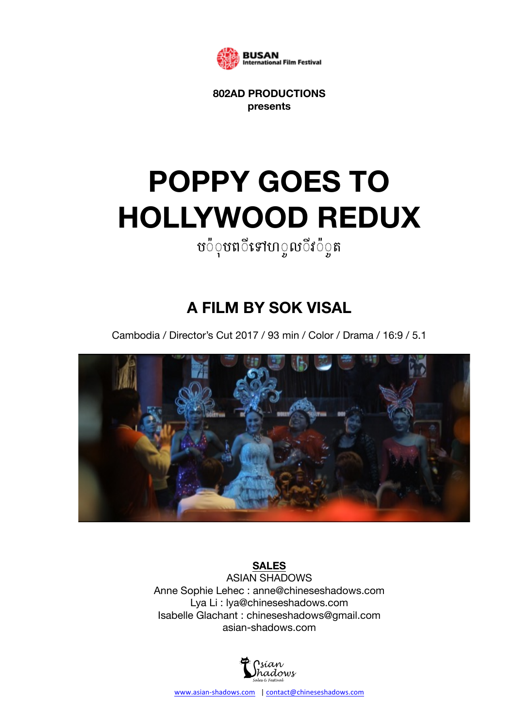BUSAN International Film Festival

**802AD PRODUCTIONS**
**presents**

# POPPY GOES TO HOLLYWOOD REDUX

ប៉ុប៉ពីទៅហូលីវ៉ូត

## A FILM BY SOK VISAL

Cambodia / Director's Cut 2017 / 93 min / Color / Drama / 16:9 / 5.1

**SALES**
ASIAN SHADOWS
Anne Sophie Lehec : anne@chineseshadows.com
Lya Li : lya@chineseshadows.com
Isabelle Glachant : chineseshadows@gmail.com
asian-shadows.com

Asian Shadows
Sales & Festival

www.asian-shadows.com | contact@chineseshadows.com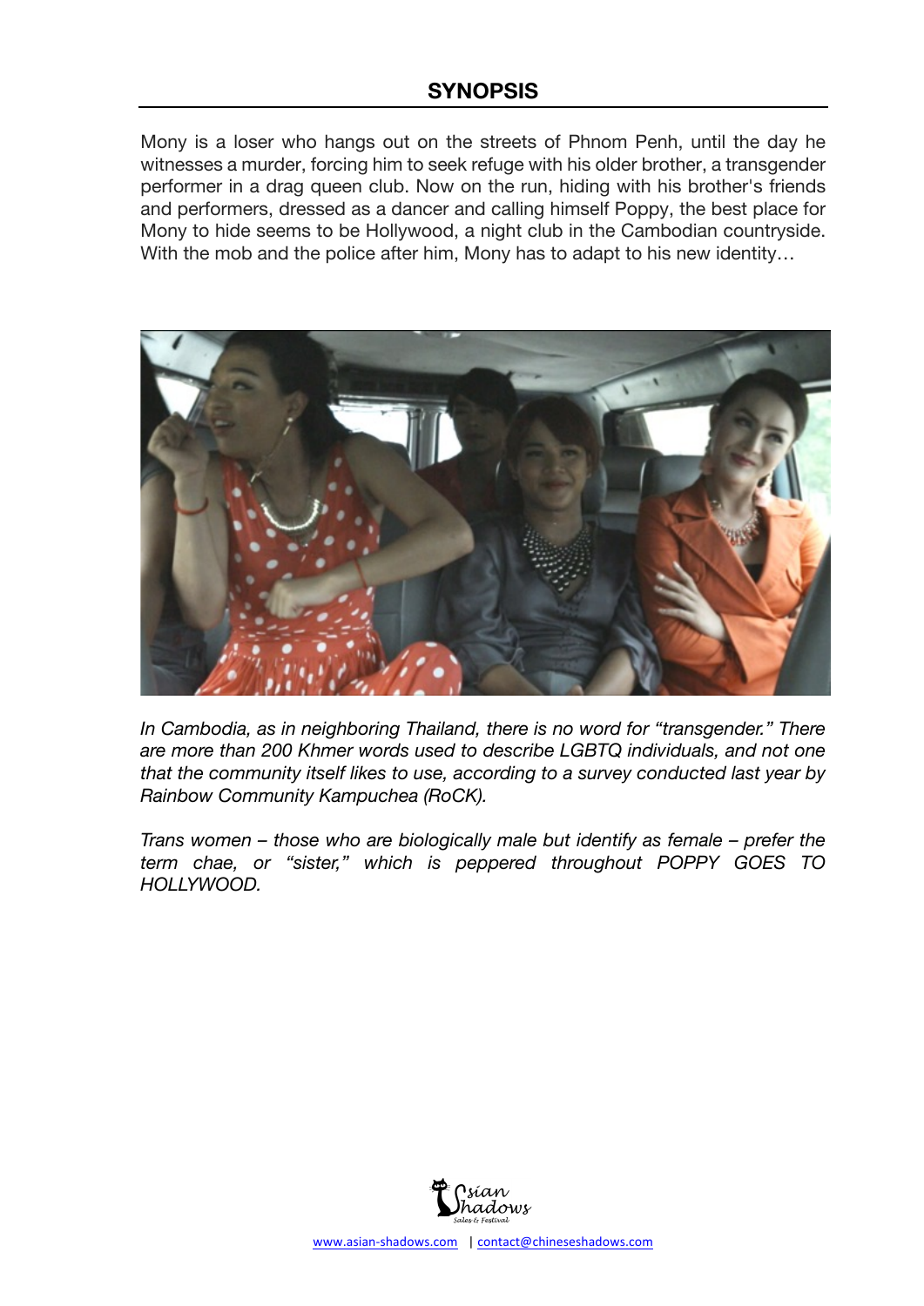## SYNOPSIS

Mony is a loser who hangs out on the streets of Phnom Penh, until the day he witnesses a murder, forcing him to seek refuge with his older brother, a transgender performer in a drag queen club. Now on the run, hiding with his brother's friends and performers, dressed as a dancer and calling himself Poppy, the best place for Mony to hide seems to be Hollywood, a night club in the Cambodian countryside. With the mob and the police after him, Mony has to adapt to his new identity…

*In Cambodia, as in neighboring Thailand, there is no word for "transgender." There are more than 200 Khmer words used to describe LGBTQ individuals, and not one that the community itself likes to use, according to a survey conducted last year by Rainbow Community Kampuchea (RoCK).*

*Trans women – those who are biologically male but identify as female – prefer the term chae, or "sister," which is peppered throughout POPPY GOES TO HOLLYWOOD.*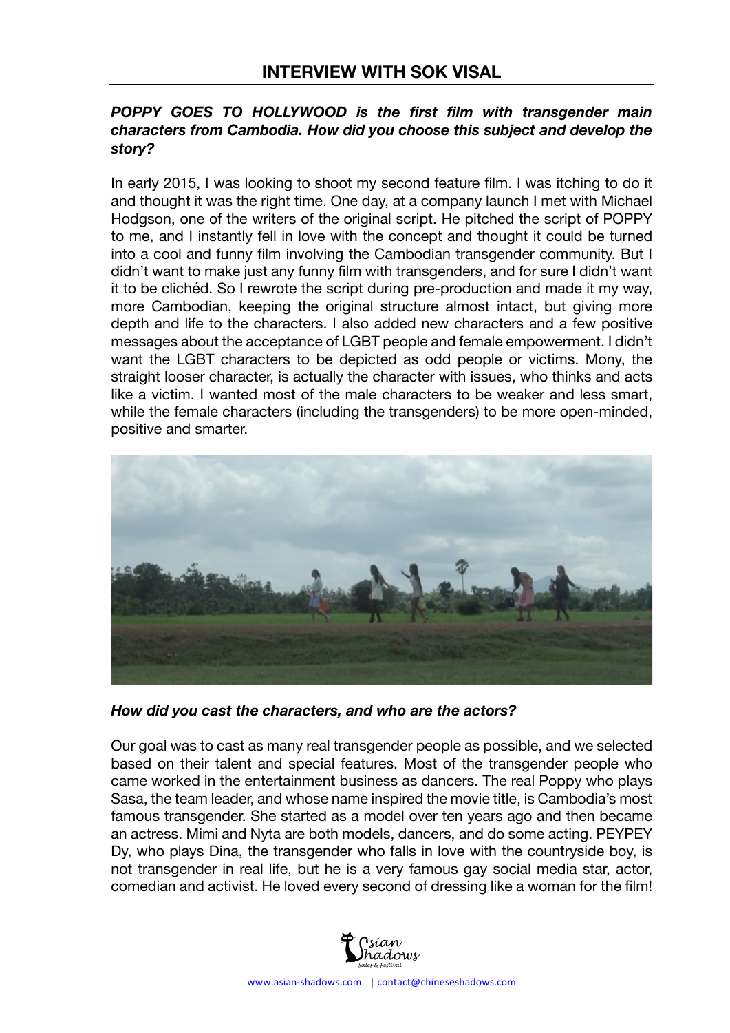## INTERVIEW WITH SOK VISAL

***POPPY GOES TO HOLLYWOOD is the first film with transgender main characters from Cambodia. How did you choose this subject and develop the story?***

In early 2015, I was looking to shoot my second feature film. I was itching to do it and thought it was the right time. One day, at a company launch I met with Michael Hodgson, one of the writers of the original script. He pitched the script of POPPY to me, and I instantly fell in love with the concept and thought it could be turned into a cool and funny film involving the Cambodian transgender community. But I didn't want to make just any funny film with transgenders, and for sure I didn't want it to be clichéd. So I rewrote the script during pre-production and made it my way, more Cambodian, keeping the original structure almost intact, but giving more depth and life to the characters. I also added new characters and a few positive messages about the acceptance of LGBT people and female empowerment. I didn't want the LGBT characters to be depicted as odd people or victims. Mony, the straight looser character, is actually the character with issues, who thinks and acts like a victim. I wanted most of the male characters to be weaker and less smart, while the female characters (including the transgenders) to be more open-minded, positive and smarter.

***How did you cast the characters, and who are the actors?***

Our goal was to cast as many real transgender people as possible, and we selected based on their talent and special features. Most of the transgender people who came worked in the entertainment business as dancers. The real Poppy who plays Sasa, the team leader, and whose name inspired the movie title, is Cambodia's most famous transgender. She started as a model over ten years ago and then became an actress. Mimi and Nyta are both models, dancers, and do some acting. PEYPEY Dy, who plays Dina, the transgender who falls in love with the countryside boy, is not transgender in real life, but he is a very famous gay social media star, actor, comedian and activist. He loved every second of dressing like a woman for the film!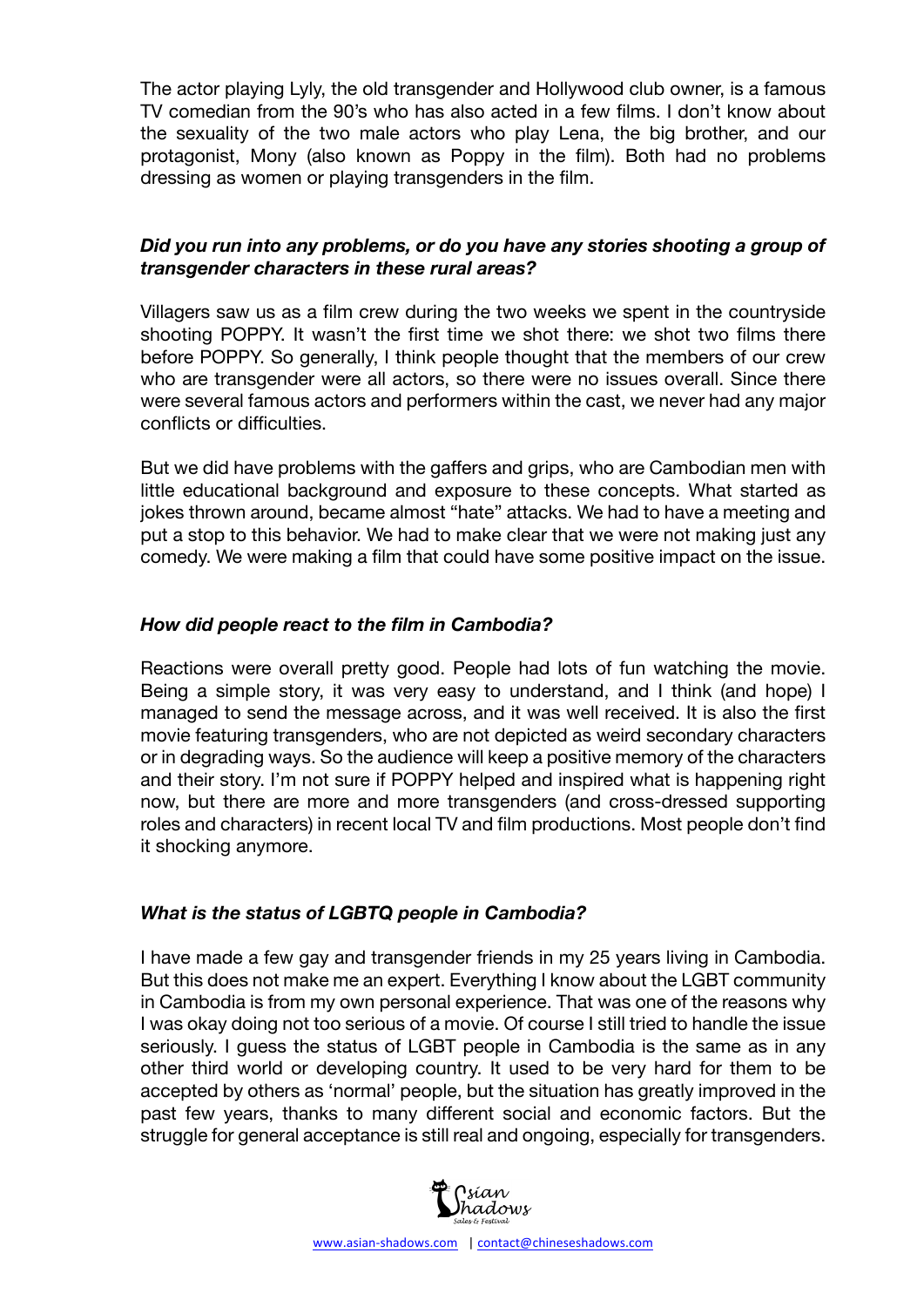The actor playing Lyly, the old transgender and Hollywood club owner, is a famous TV comedian from the 90's who has also acted in a few films. I don't know about the sexuality of the two male actors who play Lena, the big brother, and our protagonist, Mony (also known as Poppy in the film). Both had no problems dressing as women or playing transgenders in the film.

***Did you run into any problems, or do you have any stories shooting a group of transgender characters in these rural areas?***

Villagers saw us as a film crew during the two weeks we spent in the countryside shooting POPPY. It wasn't the first time we shot there: we shot two films there before POPPY. So generally, I think people thought that the members of our crew who are transgender were all actors, so there were no issues overall. Since there were several famous actors and performers within the cast, we never had any major conflicts or difficulties.

But we did have problems with the gaffers and grips, who are Cambodian men with little educational background and exposure to these concepts. What started as jokes thrown around, became almost "hate" attacks. We had to have a meeting and put a stop to this behavior. We had to make clear that we were not making just any comedy. We were making a film that could have some positive impact on the issue.

***How did people react to the film in Cambodia?***

Reactions were overall pretty good. People had lots of fun watching the movie. Being a simple story, it was very easy to understand, and I think (and hope) I managed to send the message across, and it was well received. It is also the first movie featuring transgenders, who are not depicted as weird secondary characters or in degrading ways. So the audience will keep a positive memory of the characters and their story. I'm not sure if POPPY helped and inspired what is happening right now, but there are more and more transgenders (and cross-dressed supporting roles and characters) in recent local TV and film productions. Most people don't find it shocking anymore.

***What is the status of LGBTQ people in Cambodia?***

I have made a few gay and transgender friends in my 25 years living in Cambodia. But this does not make me an expert. Everything I know about the LGBT community in Cambodia is from my own personal experience. That was one of the reasons why I was okay doing not too serious of a movie. Of course I still tried to handle the issue seriously. I guess the status of LGBT people in Cambodia is the same as in any other third world or developing country. It used to be very hard for them to be accepted by others as 'normal' people, but the situation has greatly improved in the past few years, thanks to many different social and economic factors. But the struggle for general acceptance is still real and ongoing, especially for transgenders.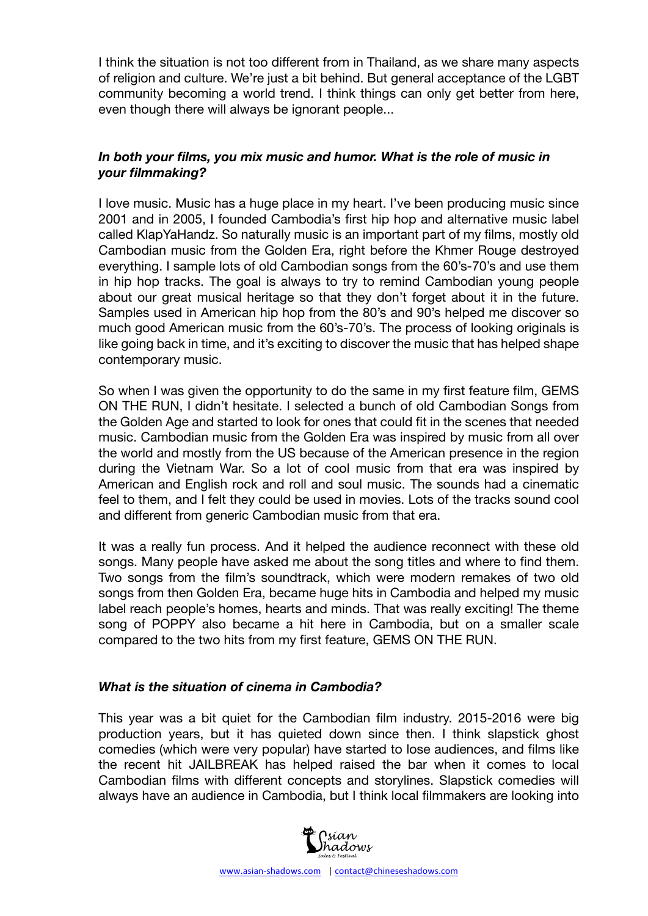I think the situation is not too different from in Thailand, as we share many aspects of religion and culture. We're just a bit behind. But general acceptance of the LGBT community becoming a world trend. I think things can only get better from here, even though there will always be ignorant people...

***In both your films, you mix music and humor. What is the role of music in your filmmaking?***

I love music. Music has a huge place in my heart. I've been producing music since 2001 and in 2005, I founded Cambodia's first hip hop and alternative music label called KlapYaHandz. So naturally music is an important part of my films, mostly old Cambodian music from the Golden Era, right before the Khmer Rouge destroyed everything. I sample lots of old Cambodian songs from the 60's-70's and use them in hip hop tracks. The goal is always to try to remind Cambodian young people about our great musical heritage so that they don't forget about it in the future. Samples used in American hip hop from the 80's and 90's helped me discover so much good American music from the 60's-70's. The process of looking originals is like going back in time, and it's exciting to discover the music that has helped shape contemporary music.

So when I was given the opportunity to do the same in my first feature film, GEMS ON THE RUN, I didn't hesitate. I selected a bunch of old Cambodian Songs from the Golden Age and started to look for ones that could fit in the scenes that needed music. Cambodian music from the Golden Era was inspired by music from all over the world and mostly from the US because of the American presence in the region during the Vietnam War. So a lot of cool music from that era was inspired by American and English rock and roll and soul music. The sounds had a cinematic feel to them, and I felt they could be used in movies. Lots of the tracks sound cool and different from generic Cambodian music from that era.

It was a really fun process. And it helped the audience reconnect with these old songs. Many people have asked me about the song titles and where to find them. Two songs from the film's soundtrack, which were modern remakes of two old songs from then Golden Era, became huge hits in Cambodia and helped my music label reach people's homes, hearts and minds. That was really exciting! The theme song of POPPY also became a hit here in Cambodia, but on a smaller scale compared to the two hits from my first feature, GEMS ON THE RUN.

***What is the situation of cinema in Cambodia?***

This year was a bit quiet for the Cambodian film industry. 2015-2016 were big production years, but it has quieted down since then. I think slapstick ghost comedies (which were very popular) have started to lose audiences, and films like the recent hit JAILBREAK has helped raised the bar when it comes to local Cambodian films with different concepts and storylines. Slapstick comedies will always have an audience in Cambodia, but I think local filmmakers are looking into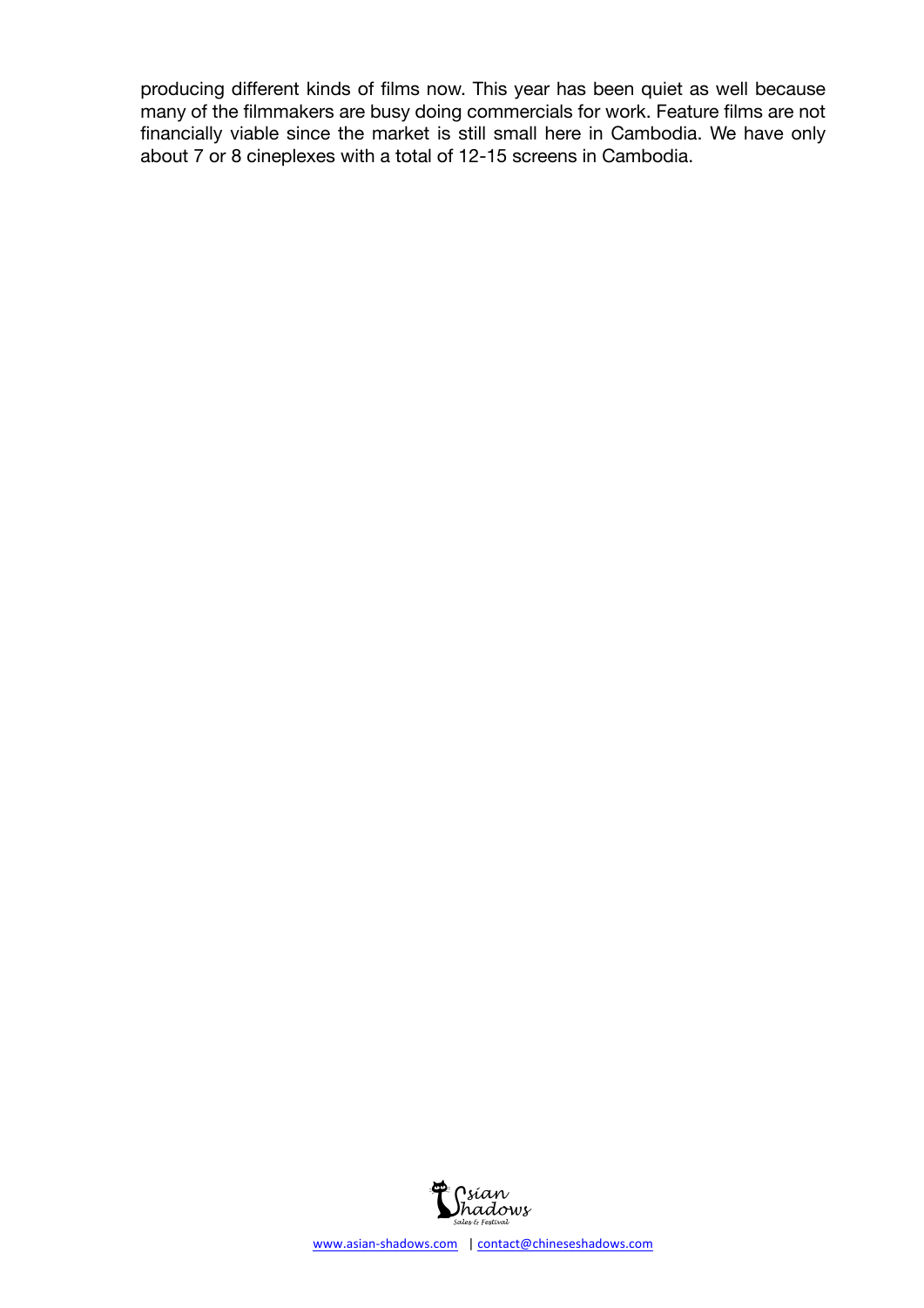producing different kinds of films now. This year has been quiet as well because many of the filmmakers are busy doing commercials for work. Feature films are not financially viable since the market is still small here in Cambodia. We have only about 7 or 8 cineplexes with a total of 12-15 screens in Cambodia.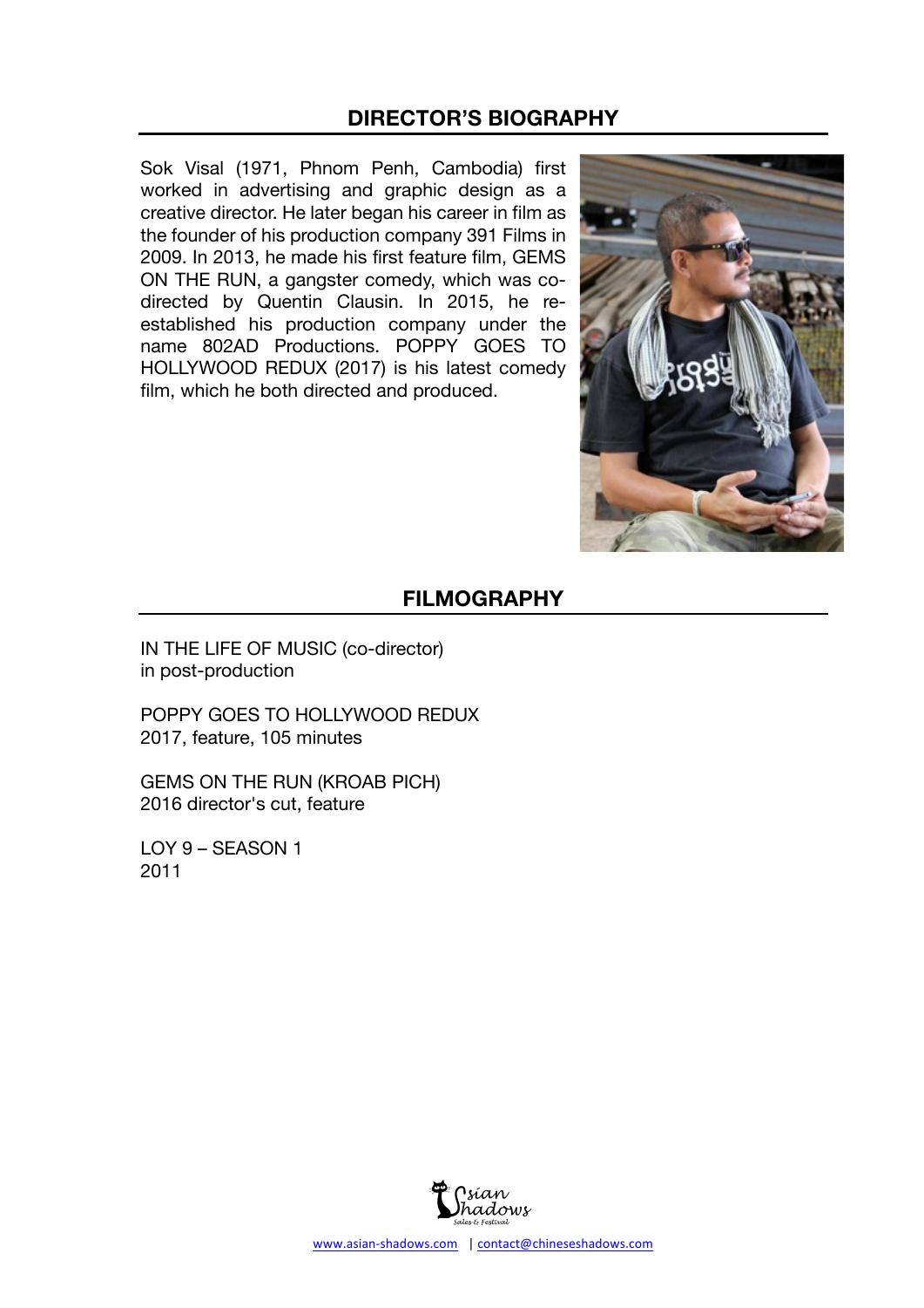## DIRECTOR'S BIOGRAPHY

Sok Visal (1971, Phnom Penh, Cambodia) first worked in advertising and graphic design as a creative director. He later began his career in film as the founder of his production company 391 Films in 2009. In 2013, he made his first feature film, GEMS ON THE RUN, a gangster comedy, which was co-directed by Quentin Clausin. In 2015, he re-established his production company under the name 802AD Productions. POPPY GOES TO HOLLYWOOD REDUX (2017) is his latest comedy film, which he both directed and produced.

## FILMOGRAPHY

IN THE LIFE OF MUSIC (co-director)
in post-production

POPPY GOES TO HOLLYWOOD REDUX
2017, feature, 105 minutes

GEMS ON THE RUN (KROAB PICH)
2016 director's cut, feature

LOY 9 – SEASON 1
2011

Asian Shadows
Sales & Festival

www.asian-shadows.com | contact@chineseshadows.com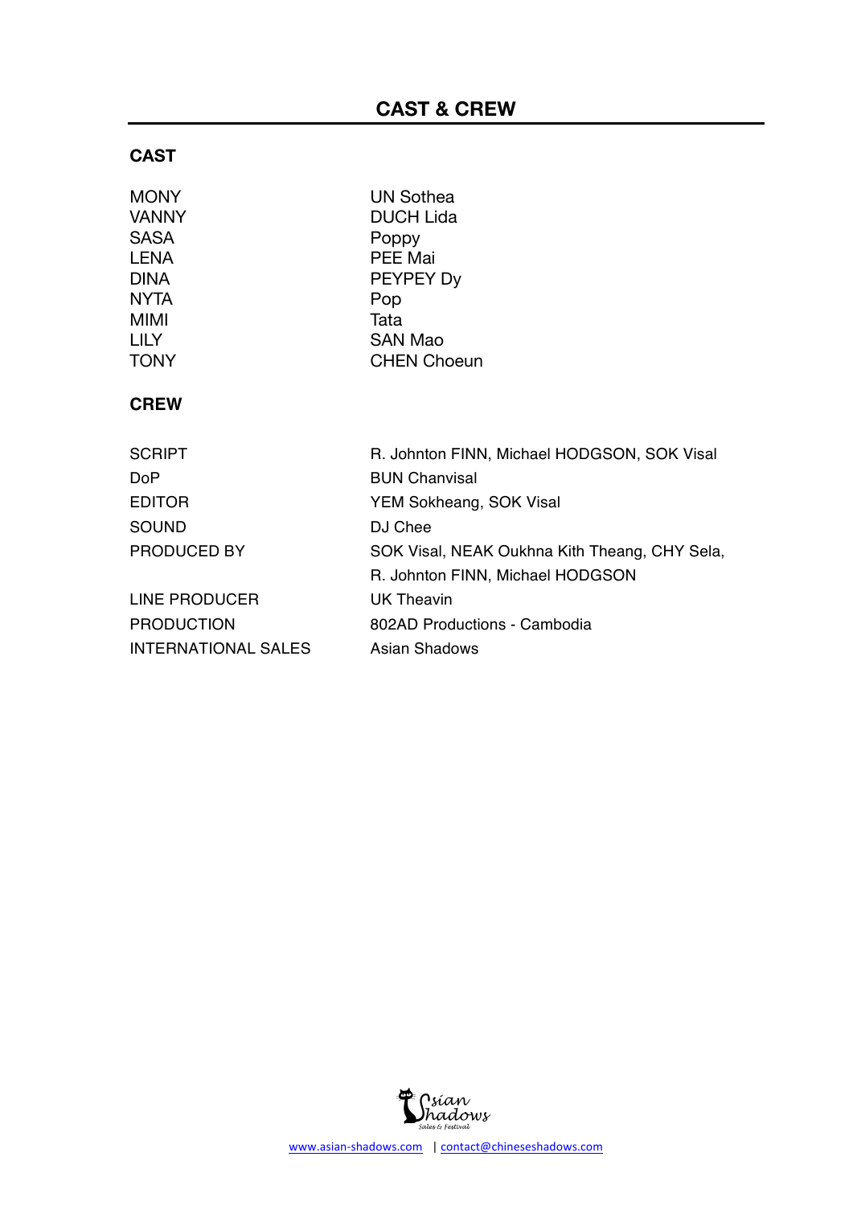# CAST & CREW

## CAST

| | |
|---|---|
| MONY | UN Sothea |
| VANNY | DUCH Lida |
| SASA | Poppy |
| LENA | PEE Mai |
| DINA | PEYPEY Dy |
| NYTA | Pop |
| MIMI | Tata |
| LILY | SAN Mao |
| TONY | CHEN Choeun |

## CREW

| | |
|---|---|
| SCRIPT | R. Johnton FINN, Michael HODGSON, SOK Visal |
| DoP | BUN Chanvisal |
| EDITOR | YEM Sokheang, SOK Visal |
| SOUND | DJ Chee |
| PRODUCED BY | SOK Visal, NEAK Oukhna Kith Theang, CHY Sela, R. Johnton FINN, Michael HODGSON |
| LINE PRODUCER | UK Theavin |
| PRODUCTION | 802AD Productions - Cambodia |
| INTERNATIONAL SALES | Asian Shadows |

Asian Shadows
Sales & Festival

www.asian-shadows.com | contact@chineseshadows.com